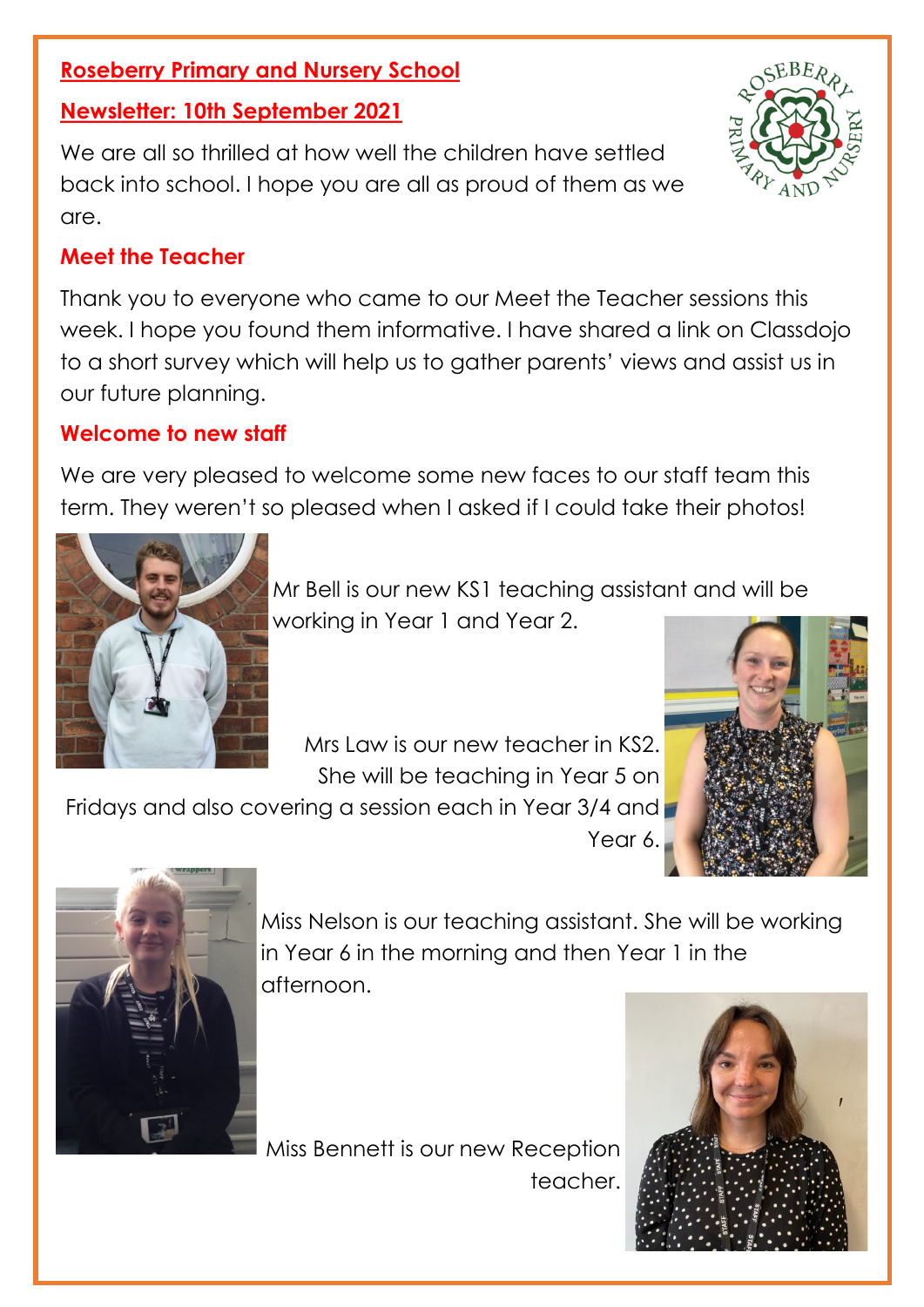**Roseberry Primary and Nursery School**

**Newsletter: 10th September 2021**

We are all so thrilled at how well the children have settled back into school. I hope you are all as proud of them as we are.

## Meet the Teacher

Thank you to everyone who came to our Meet the Teacher sessions this week. I hope you found them informative. I have shared a link on Classdojo to a short survey which will help us to gather parents' views and assist us in our future planning.

## Welcome to new staff

We are very pleased to welcome some new faces to our staff team this term. They weren't so pleased when I asked if I could take their photos!

Mr Bell is our new KS1 teaching assistant and will be working in Year 1 and Year 2.

Mrs Law is our new teacher in KS2. She will be teaching in Year 5 on Fridays and also covering a session each in Year 3/4 and Year 6.

Miss Nelson is our teaching assistant. She will be working in Year 6 in the morning and then Year 1 in the afternoon.

Miss Bennett is our new Reception teacher.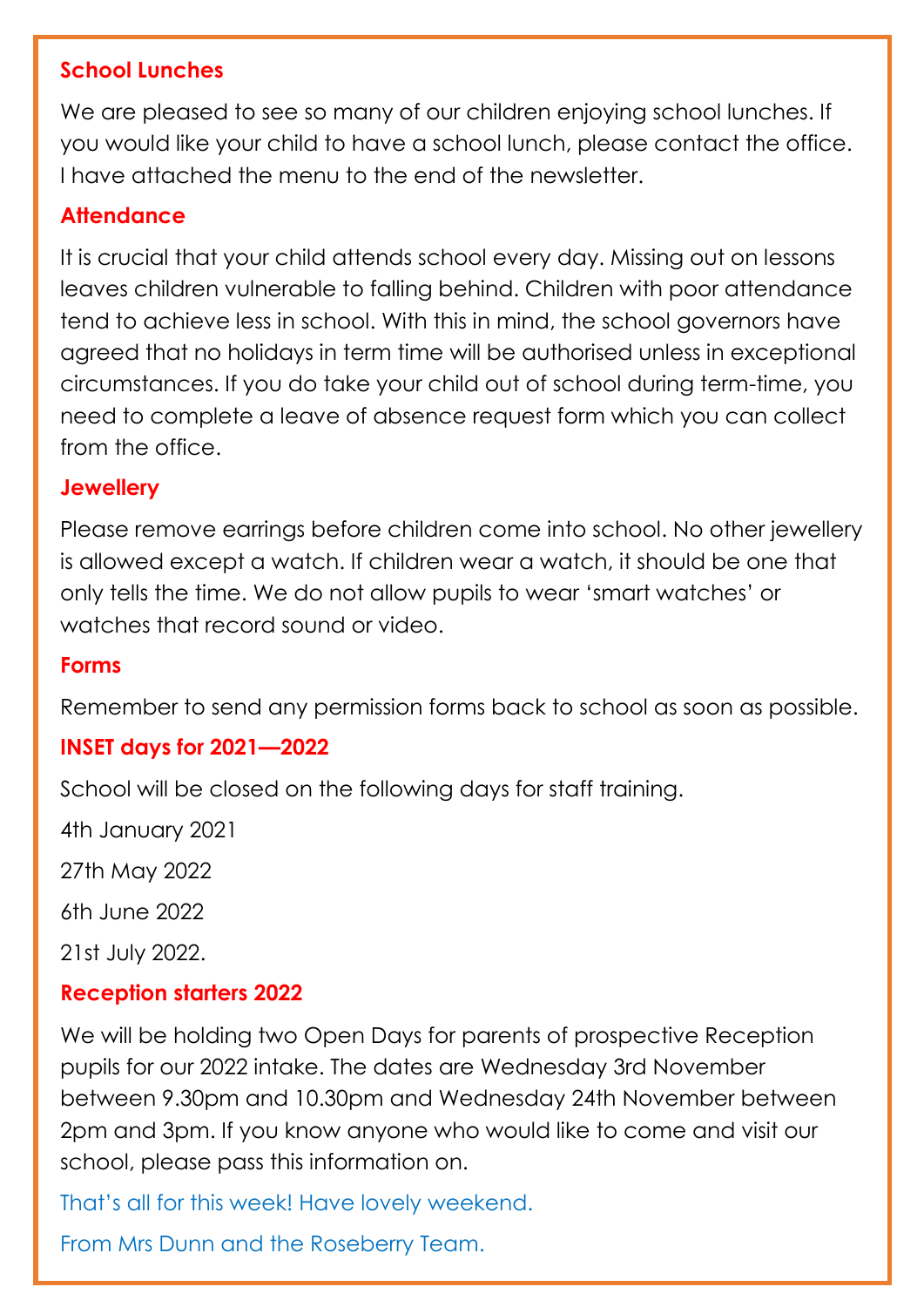## School Lunches

We are pleased to see so many of our children enjoying school lunches. If you would like your child to have a school lunch, please contact the office. I have attached the menu to the end of the newsletter.

## Attendance

It is crucial that your child attends school every day. Missing out on lessons leaves children vulnerable to falling behind. Children with poor attendance tend to achieve less in school. With this in mind, the school governors have agreed that no holidays in term time will be authorised unless in exceptional circumstances. If you do take your child out of school during term-time, you need to complete a leave of absence request form which you can collect from the office.

## Jewellery

Please remove earrings before children come into school. No other jewellery is allowed except a watch. If children wear a watch, it should be one that only tells the time. We do not allow pupils to wear 'smart watches' or watches that record sound or video.

## Forms

Remember to send any permission forms back to school as soon as possible.

## INSET days for 2021—2022

School will be closed on the following days for staff training.

4th January 2021

27th May 2022

6th June 2022

21st July 2022.

## Reception starters 2022

We will be holding two Open Days for parents of prospective Reception pupils for our 2022 intake. The dates are Wednesday 3rd November between 9.30pm and 10.30pm and Wednesday 24th November between 2pm and 3pm. If you know anyone who would like to come and visit our school, please pass this information on.

That's all for this week! Have lovely weekend.

From Mrs Dunn and the Roseberry Team.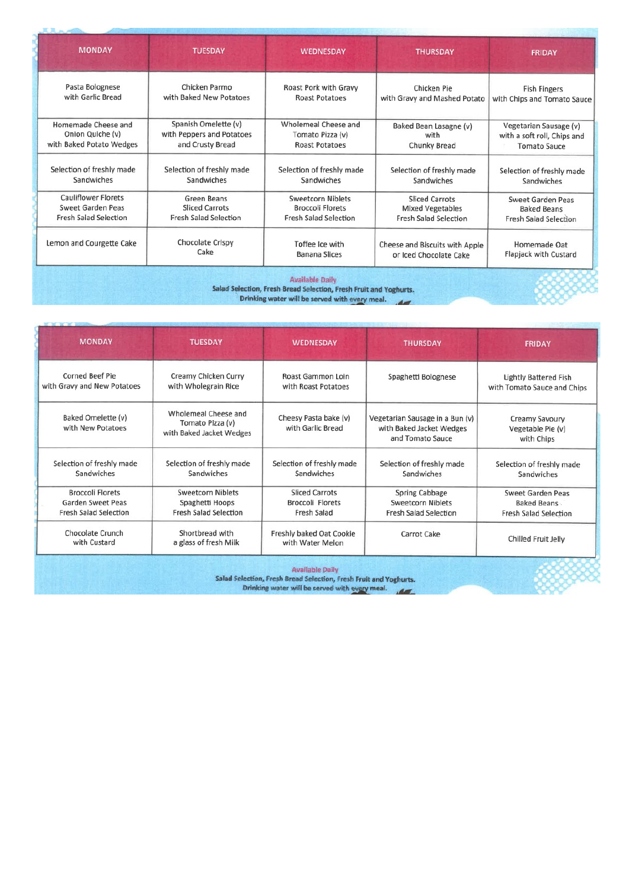| MONDAY | TUESDAY | WEDNESDAY | THURSDAY | FRIDAY |
|---|---|---|---|---|
| Pasta Bolognese with Garlic Bread | Chicken Parmo with Baked New Potatoes | Roast Pork with Gravy Roast Potatoes | Chicken Pie with Gravy and Mashed Potato | Fish Fingers with Chips and Tomato Sauce |
| Homemade Cheese and Onion Quiche (v) with Baked Potato Wedges | Spanish Omelette (v) with Peppers and Potatoes and Crusty Bread | Wholemeal Cheese and Tomato Pizza (v) Roast Potatoes | Baked Bean Lasagne (v) with Chunky Bread | Vegetarian Sausage (v) with a soft roll, Chips and Tomato Sauce |
| Selection of freshly made Sandwiches | Selection of freshly made Sandwiches | Selection of freshly made Sandwiches | Selection of freshly made Sandwiches | Selection of freshly made Sandwiches |
| Cauliflower Florets Sweet Garden Peas Fresh Salad Selection | Green Beans Sliced Carrots Fresh Salad Selection | Sweetcorn Niblets Broccoli Florets Fresh Salad Selection | Sliced Carrots Mixed Vegetables Fresh Salad Selection | Sweet Garden Peas Baked Beans Fresh Salad Selection |
| Lemon and Courgette Cake | Chocolate Crispy Cake | Toffee Ice with Banana Slices | Cheese and Biscuits with Apple or Iced Chocolate Cake | Homemade Oat Flapjack with Custard |

**Available Daily**

**Salad Selection, Fresh Bread Selection, Fresh Fruit and Yoghurts.**

**Drinking water will be served with every meal.**

| MONDAY | TUESDAY | WEDNESDAY | THURSDAY | FRIDAY |
|---|---|---|---|---|
| Corned Beef Pie with Gravy and New Potatoes | Creamy Chicken Curry with Wholegrain Rice | Roast Gammon Loin with Roast Potatoes | Spaghetti Bolognese | Lightly Battered Fish with Tomato Sauce and Chips |
| Baked Omelette (v) with New Potatoes | Wholemeal Cheese and Tomato Pizza (v) with Baked Jacket Wedges | Cheesy Pasta bake (v) with Garlic Bread | Vegetarian Sausage in a Bun (v) with Baked Jacket Wedges and Tomato Sauce | Creamy Savoury Vegetable Pie (v) with Chips |
| Selection of freshly made Sandwiches | Selection of freshly made Sandwiches | Selection of freshly made Sandwiches | Selection of freshly made Sandwiches | Selection of freshly made Sandwiches |
| Broccoli Florets Garden Sweet Peas Fresh Salad Selection | Sweetcorn Niblets Spaghetti Hoops Fresh Salad Selection | Sliced Carrots Broccoli Florets Fresh Salad | Spring Cabbage Sweetcorn Niblets Fresh Salad Selection | Sweet Garden Peas Baked Beans Fresh Salad Selection |
| Chocolate Crunch with Custard | Shortbread with a glass of fresh Milk | Freshly baked Oat Cookie with Water Melon | Carrot Cake | Chilled Fruit Jelly |

**Available Daily**

**Salad Selection, Fresh Bread Selection, Fresh Fruit and Yoghurts.**

**Drinking water will be served with every meal.**